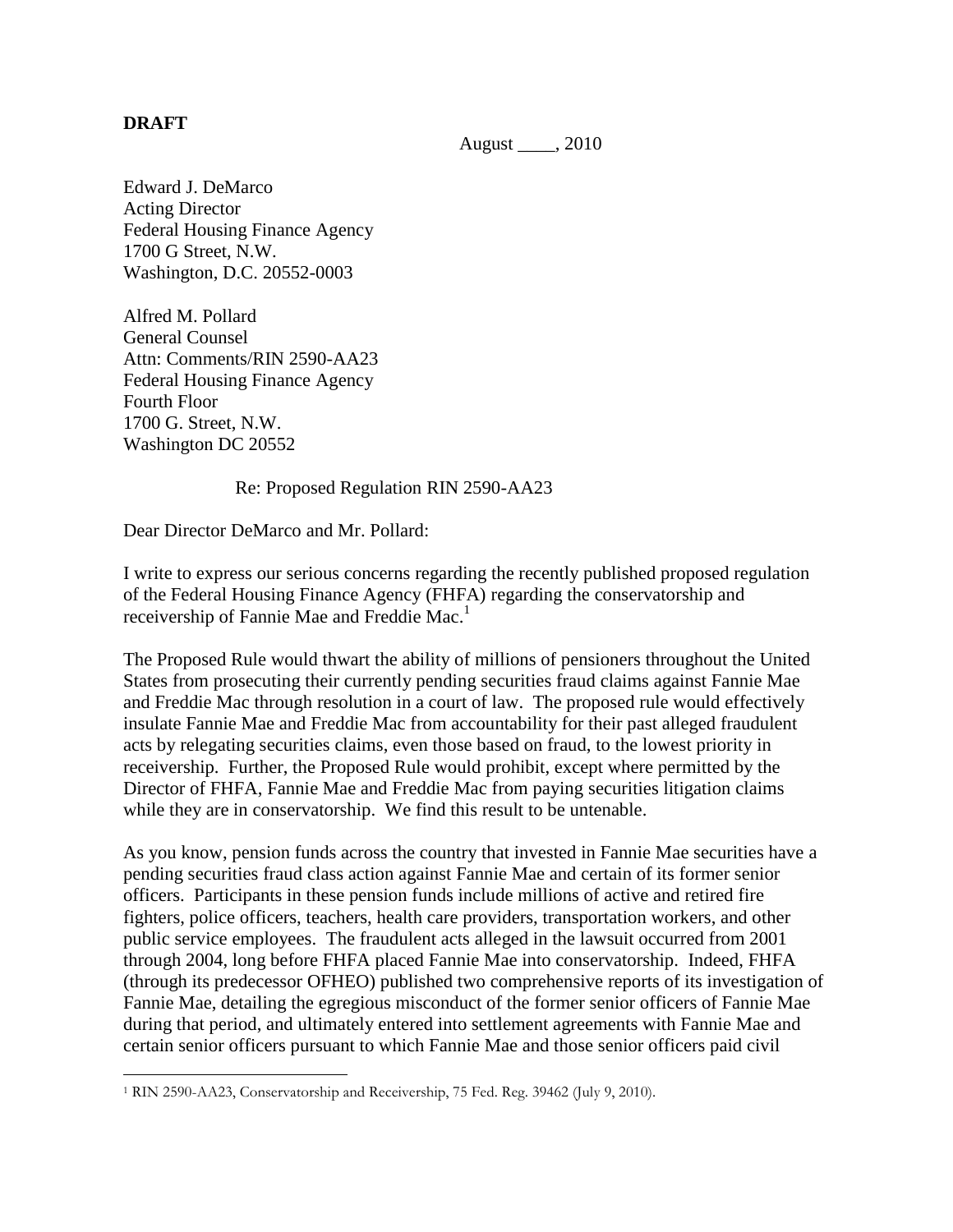**DRAFT**

August \_\_\_\_, 2010

Edward J. DeMarco
Acting Director
Federal Housing Finance Agency
1700 G Street, N.W.
Washington, D.C. 20552-0003

Alfred M. Pollard
General Counsel
Attn: Comments/RIN 2590-AA23
Federal Housing Finance Agency
Fourth Floor
1700 G. Street, N.W.
Washington DC 20552

Re: Proposed Regulation RIN 2590-AA23

Dear Director DeMarco and Mr. Pollard:

I write to express our serious concerns regarding the recently published proposed regulation of the Federal Housing Finance Agency (FHFA) regarding the conservatorship and receivership of Fannie Mae and Freddie Mac.[1]

The Proposed Rule would thwart the ability of millions of pensioners throughout the United States from prosecuting their currently pending securities fraud claims against Fannie Mae and Freddie Mac through resolution in a court of law. The proposed rule would effectively insulate Fannie Mae and Freddie Mac from accountability for their past alleged fraudulent acts by relegating securities claims, even those based on fraud, to the lowest priority in receivership. Further, the Proposed Rule would prohibit, except where permitted by the Director of FHFA, Fannie Mae and Freddie Mac from paying securities litigation claims while they are in conservatorship. We find this result to be untenable.

As you know, pension funds across the country that invested in Fannie Mae securities have a pending securities fraud class action against Fannie Mae and certain of its former senior officers. Participants in these pension funds include millions of active and retired fire fighters, police officers, teachers, health care providers, transportation workers, and other public service employees. The fraudulent acts alleged in the lawsuit occurred from 2001 through 2004, long before FHFA placed Fannie Mae into conservatorship. Indeed, FHFA (through its predecessor OFHEO) published two comprehensive reports of its investigation of Fannie Mae, detailing the egregious misconduct of the former senior officers of Fannie Mae during that period, and ultimately entered into settlement agreements with Fannie Mae and certain senior officers pursuant to which Fannie Mae and those senior officers paid civil

[1] RIN 2590-AA23, Conservatorship and Receivership, 75 Fed. Reg. 39462 (July 9, 2010).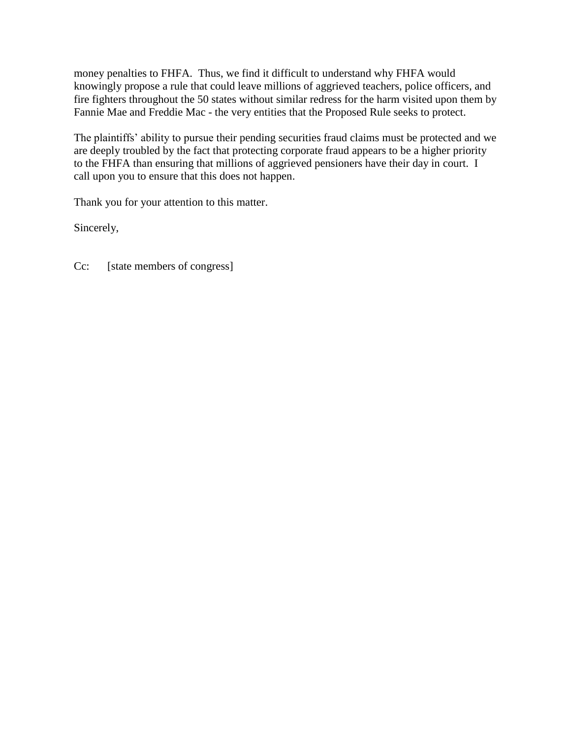money penalties to FHFA. Thus, we find it difficult to understand why FHFA would knowingly propose a rule that could leave millions of aggrieved teachers, police officers, and fire fighters throughout the 50 states without similar redress for the harm visited upon them by Fannie Mae and Freddie Mac - the very entities that the Proposed Rule seeks to protect.

The plaintiffs' ability to pursue their pending securities fraud claims must be protected and we are deeply troubled by the fact that protecting corporate fraud appears to be a higher priority to the FHFA than ensuring that millions of aggrieved pensioners have their day in court. I call upon you to ensure that this does not happen.

Thank you for your attention to this matter.

Sincerely,

Cc: [state members of congress]